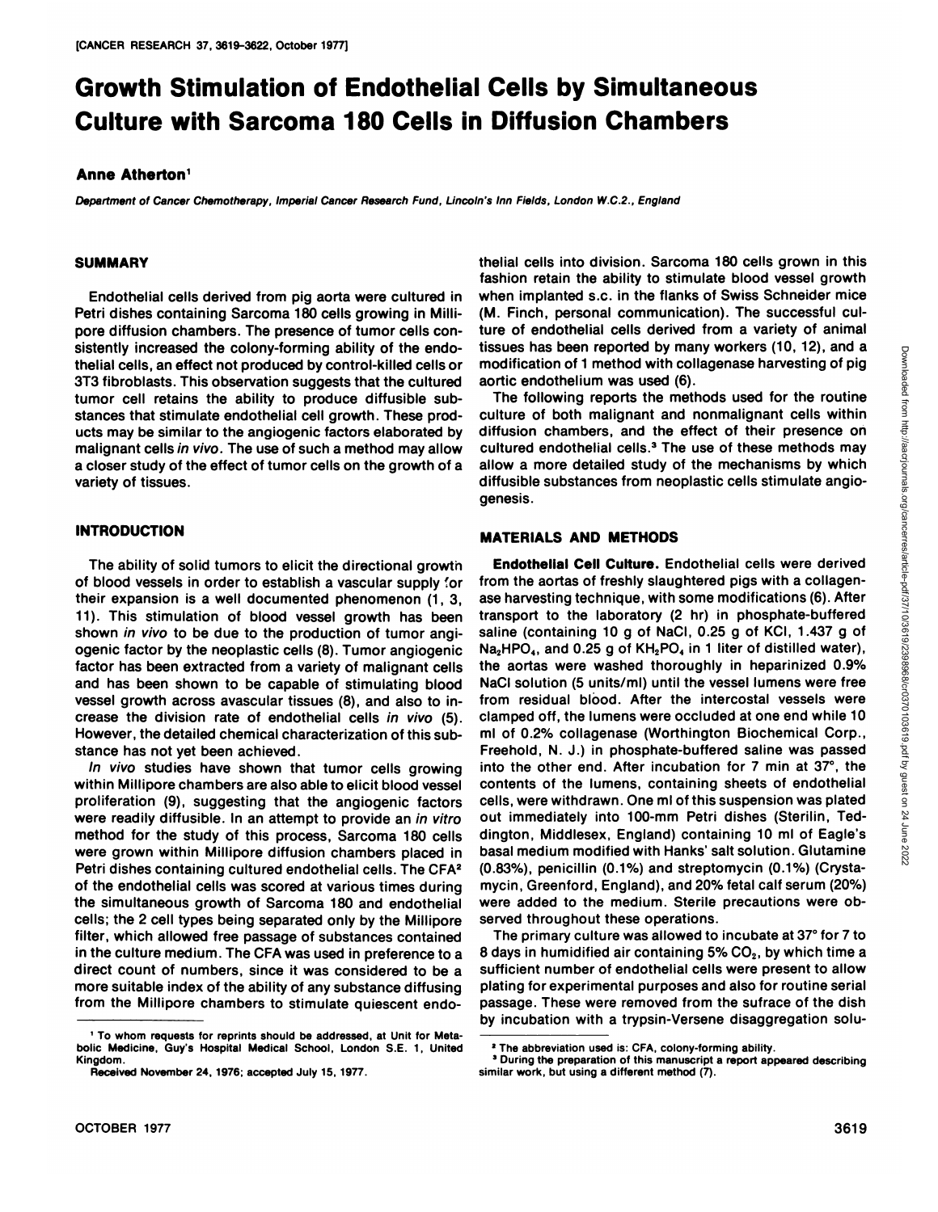# Growth Stimulation of Endothelial Cells by Simultaneous Culture with Sarcoma 180 Cells in Diffusion Chambers

**Anne Atherton**[1]

*Department of Cancer Chemotherapy, Imperial Cancer Research Fund, Lincoln's Inn Fields, London W.C.2., England*

## SUMMARY

Endothelial cells derived from pig aorta were cultured in Petri dishes containing Sarcoma 180 cells growing in Millipore diffusion chambers. The presence of tumor cells consistently increased the colony-forming ability of the endothelial cells, an effect not produced by control-killed cells or 3T3 fibroblasts. This observation suggests that the cultured tumor cell retains the ability to produce diffusible substances that stimulate endothelial cell growth. These products may be similar to the angiogenic factors elaborated by malignant cells *in vivo*. The use of such a method may allow a closer study of the effect of tumor cells on the growth of a variety of tissues.

## INTRODUCTION

The ability of solid tumors to elicit the directional growth of blood vessels in order to establish a vascular supply for their expansion is a well documented phenomenon (1, 3, 11). This stimulation of blood vessel growth has been shown *in vivo* to be due to the production of tumor angiogenic factor by the neoplastic cells (8). Tumor angiogenic factor has been extracted from a variety of malignant cells and has been shown to be capable of stimulating blood vessel growth across avascular tissues (8), and also to increase the division rate of endothelial cells *in vivo* (5). However, the detailed chemical characterization of this substance has not yet been achieved.

*In vivo* studies have shown that tumor cells growing within Millipore chambers are also able to elicit blood vessel proliferation (9), suggesting that the angiogenic factors were readily diffusible. In an attempt to provide an *in vitro* method for the study of this process, Sarcoma 180 cells were grown within Millipore diffusion chambers placed in Petri dishes containing cultured endothelial cells. The CFA[2] of the endothelial cells was scored at various times during the simultaneous growth of Sarcoma 180 and endothelial cells; the 2 cell types being separated only by the Millipore filter, which allowed free passage of substances contained in the culture medium. The CFA was used in preference to a direct count of numbers, since it was considered to be a more suitable index of the ability of any substance diffusing from the Millipore chambers to stimulate quiescent endothelial cells into division. Sarcoma 180 cells grown in this fashion retain the ability to stimulate blood vessel growth when implanted s.c. in the flanks of Swiss Schneider mice (M. Finch, personal communication). The successful culture of endothelial cells derived from a variety of animal tissues has been reported by many workers (10, 12), and a modification of 1 method with collagenase harvesting of pig aortic endothelium was used (6).

The following reports the methods used for the routine culture of both malignant and nonmalignant cells within diffusion chambers, and the effect of their presence on cultured endothelial cells.[3] The use of these methods may allow a more detailed study of the mechanisms by which diffusible substances from neoplastic cells stimulate angiogenesis.

## MATERIALS AND METHODS

**Endothelial Cell Culture.** Endothelial cells were derived from the aortas of freshly slaughtered pigs with a collagenase harvesting technique, with some modifications (6). After transport to the laboratory (2 hr) in phosphate-buffered saline (containing 10 g of NaCl, 0.25 g of KCl, 1.437 g of $Na_2HPO_4$, and 0.25 g of $KH_2PO_4$ in 1 liter of distilled water), the aortas were washed thoroughly in heparinized 0.9% NaCl solution (5 units/ml) until the vessel lumens were free from residual blood. After the intercostal vessels were clamped off, the lumens were occluded at one end while 10 ml of 0.2% collagenase (Worthington Biochemical Corp., Freehold, N. J.) in phosphate-buffered saline was passed into the other end. After incubation for 7 min at 37°, the contents of the lumens, containing sheets of endothelial cells, were withdrawn. One ml of this suspension was plated out immediately into 100-mm Petri dishes (Sterilin, Teddington, Middlesex, England) containing 10 ml of Eagle's basal medium modified with Hanks' salt solution. Glutamine (0.83%), penicillin (0.1%) and streptomycin (0.1%) (Crystamycin, Greenford, England), and 20% fetal calf serum (20%) were added to the medium. Sterile precautions were observed throughout these operations.

The primary culture was allowed to incubate at 37° for 7 to 8 days in humidified air containing 5% $CO_2$, by which time a sufficient number of endothelial cells were present to allow plating for experimental purposes and also for routine serial passage. These were removed from the sufrace of the dish by incubation with a trypsin-Versene disaggregation solu-

---

[1] To whom requests for reprints should be addressed, at Unit for Metabolic Medicine, Guy's Hospital Medical School, London S.E. 1, United Kingdom.

Received November 24, 1976; accepted July 15, 1977.

[2] The abbreviation used is: CFA, colony-forming ability.

[3] During the preparation of this manuscript a report appeared describing similar work, but using a different method (7).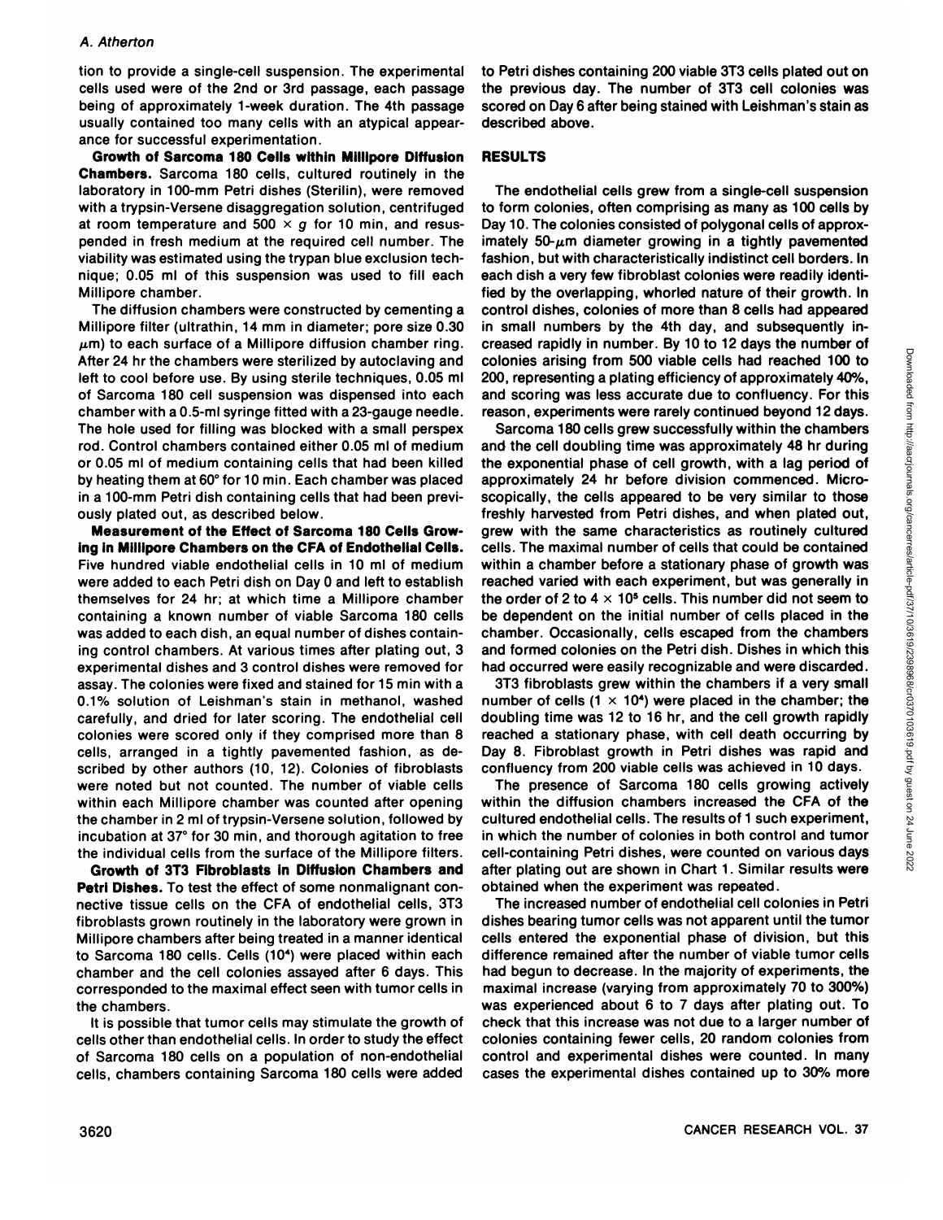tion to provide a single-cell suspension. The experimental cells used were of the 2nd or 3rd passage, each passage being of approximately 1-week duration. The 4th passage usually contained too many cells with an atypical appearance for successful experimentation.

**Growth of Sarcoma 180 Cells within Millipore Diffusion Chambers.** Sarcoma 180 cells, cultured routinely in the laboratory in 100-mm Petri dishes (Sterilin), were removed with a trypsin-Versene disaggregation solution, centrifuged at room temperature and 500 × $g$ for 10 min, and resuspended in fresh medium at the required cell number. The viability was estimated using the trypan blue exclusion technique; 0.05 ml of this suspension was used to fill each Millipore chamber.

The diffusion chambers were constructed by cementing a Millipore filter (ultrathin, 14 mm in diameter; pore size 0.30 $\mu$m) to each surface of a Millipore diffusion chamber ring. After 24 hr the chambers were sterilized by autoclaving and left to cool before use. By using sterile techniques, 0.05 ml of Sarcoma 180 cell suspension was dispensed into each chamber with a 0.5-ml syringe fitted with a 23-gauge needle. The hole used for filling was blocked with a small perspex rod. Control chambers contained either 0.05 ml of medium or 0.05 ml of medium containing cells that had been killed by heating them at 60° for 10 min. Each chamber was placed in a 100-mm Petri dish containing cells that had been previously plated out, as described below.

**Measurement of the Effect of Sarcoma 180 Cells Growing in Millipore Chambers on the CFA of Endothelial Cells.** Five hundred viable endothelial cells in 10 ml of medium were added to each Petri dish on Day 0 and left to establish themselves for 24 hr; at which time a Millipore chamber containing a known number of viable Sarcoma 180 cells was added to each dish, an equal number of dishes containing control chambers. At various times after plating out, 3 experimental dishes and 3 control dishes were removed for assay. The colonies were fixed and stained for 15 min with a 0.1% solution of Leishman's stain in methanol, washed carefully, and dried for later scoring. The endothelial cell colonies were scored only if they comprised more than 8 cells, arranged in a tightly pavemented fashion, as described by other authors (10, 12). Colonies of fibroblasts were noted but not counted. The number of viable cells within each Millipore chamber was counted after opening the chamber in 2 ml of trypsin-Versene solution, followed by incubation at 37° for 30 min, and thorough agitation to free the individual cells from the surface of the Millipore filters.

**Growth of 3T3 Fibroblasts in Diffusion Chambers and Petri Dishes.** To test the effect of some nonmalignant connective tissue cells on the CFA of endothelial cells, 3T3 fibroblasts grown routinely in the laboratory were grown in Millipore chambers after being treated in a manner identical to Sarcoma 180 cells. Cells ($10^4$) were placed within each chamber and the cell colonies assayed after 6 days. This corresponded to the maximal effect seen with tumor cells in the chambers.

It is possible that tumor cells may stimulate the growth of cells other than endothelial cells. In order to study the effect of Sarcoma 180 cells on a population of non-endothelial cells, chambers containing Sarcoma 180 cells were added to Petri dishes containing 200 viable 3T3 cells plated out on the previous day. The number of 3T3 cell colonies was scored on Day 6 after being stained with Leishman's stain as described above.

## RESULTS

The endothelial cells grew from a single-cell suspension to form colonies, often comprising as many as 100 cells by Day 10. The colonies consisted of polygonal cells of approximately 50-$\mu$m diameter growing in a tightly pavemented fashion, but with characteristically indistinct cell borders. In each dish a very few fibroblast colonies were readily identified by the overlapping, whorled nature of their growth. In control dishes, colonies of more than 8 cells had appeared in small numbers by the 4th day, and subsequently increased rapidly in number. By 10 to 12 days the number of colonies arising from 500 viable cells had reached 100 to 200, representing a plating efficiency of approximately 40%, and scoring was less accurate due to confluency. For this reason, experiments were rarely continued beyond 12 days.

Sarcoma 180 cells grew successfully within the chambers and the cell doubling time was approximately 48 hr during the exponential phase of cell growth, with a lag period of approximately 24 hr before division commenced. Microscopically, the cells appeared to be very similar to those freshly harvested from Petri dishes, and when plated out, grew with the same characteristics as routinely cultured cells. The maximal number of cells that could be contained within a chamber before a stationary phase of growth was reached varied with each experiment, but was generally in the order of 2 to 4 × $10^5$ cells. This number did not seem to be dependent on the initial number of cells placed in the chamber. Occasionally, cells escaped from the chambers and formed colonies on the Petri dish. Dishes in which this had occurred were easily recognizable and were discarded.

3T3 fibroblasts grew within the chambers if a very small number of cells (1 × $10^4$) were placed in the chamber; the doubling time was 12 to 16 hr, and the cell growth rapidly reached a stationary phase, with cell death occurring by Day 8. Fibroblast growth in Petri dishes was rapid and confluency from 200 viable cells was achieved in 10 days.

The presence of Sarcoma 180 cells growing actively within the diffusion chambers increased the CFA of the cultured endothelial cells. The results of 1 such experiment, in which the number of colonies in both control and tumor cell-containing Petri dishes, were counted on various days after plating out are shown in Chart 1. Similar results were obtained when the experiment was repeated.

The increased number of endothelial cell colonies in Petri dishes bearing tumor cells was not apparent until the tumor cells entered the exponential phase of division, but this difference remained after the number of viable tumor cells had begun to decrease. In the majority of experiments, the maximal increase (varying from approximately 70 to 300%) was experienced about 6 to 7 days after plating out. To check that this increase was not due to a larger number of colonies containing fewer cells, 20 random colonies from control and experimental dishes were counted. In many cases the experimental dishes contained up to 30% more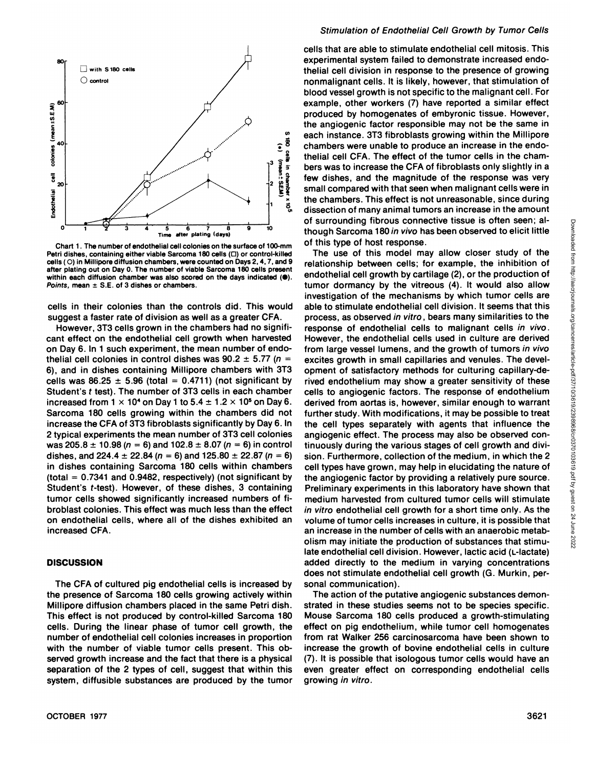Chart 1. The number of endothelial cell colonies on the surface of 100-mm Petri dishes, containing either viable Sarcoma 180 cells (□) or control-killed cells (○) in Millipore diffusion chambers, were counted on Days 2, 4, 7, and 9 after plating out on Day 0. The number of viable Sarcoma 180 cells present within each diffusion chamber was also scored on the days indicated (●). *Points,* mean ± S.E. of 3 dishes or chambers.

cells in their colonies than the controls did. This would suggest a faster rate of division as well as a greater CFA.

However, 3T3 cells grown in the chambers had no significant effect on the endothelial cell growth when harvested on Day 6. In 1 such experiment, the mean number of endothelial cell colonies in control dishes was $90.2 \pm 5.77$ ($n = 6$), and in dishes containing Millipore chambers with 3T3 cells was $86.25 \pm 5.96$ (total = 0.4711) (not significant by Student's *t* test). The number of 3T3 cells in each chamber increased from $1 \times 10^4$ on Day 1 to $5.4 \pm 1.2 \times 10^5$ on Day 6. Sarcoma 180 cells growing within the chambers did not increase the CFA of 3T3 fibroblasts significantly by Day 6. In 2 typical experiments the mean number of 3T3 cell colonies was $205.8 \pm 10.98$ ($n = 6$) and $102.8 \pm 8.07$ ($n = 6$) in control dishes, and $224.4 \pm 22.84$ ($n = 6$) and $125.80 \pm 22.87$ ($n = 6$) in dishes containing Sarcoma 180 cells within chambers (total = 0.7341 and 0.9482, respectively) (not significant by Student's *t*-test). However, of these dishes, 3 containing tumor cells showed significantly increased numbers of fibroblast colonies. This effect was much less than the effect on endothelial cells, where all of the dishes exhibited an increased CFA.

## DISCUSSION

The CFA of cultured pig endothelial cells is increased by the presence of Sarcoma 180 cells growing actively within Millipore diffusion chambers placed in the same Petri dish. This effect is not produced by control-killed Sarcoma 180 cells. During the linear phase of tumor cell growth, the number of endothelial cell colonies increases in proportion with the number of viable tumor cells present. This observed growth increase and the fact that there is a physical separation of the 2 types of cell, suggest that within this system, diffusible substances are produced by the tumor cells that are able to stimulate endothelial cell mitosis. This experimental system failed to demonstrate increased endothelial cell division in response to the presence of growing nonmalignant cells. It is likely, however, that stimulation of blood vessel growth is not specific to the malignant cell. For example, other workers (7) have reported a similar effect produced by homogenates of embyronic tissue. However, the angiogenic factor responsible may not be the same in each instance. 3T3 fibroblasts growing within the Millipore chambers were unable to produce an increase in the endothelial cell CFA. The effect of the tumor cells in the chambers was to increase the CFA of fibroblasts only slightly in a few dishes, and the magnitude of the response was very small compared with that seen when malignant cells were in the chambers. This effect is not unreasonable, since during dissection of many animal tumors an increase in the amount of surrounding fibrous connective tissue is often seen; although Sarcoma 180 *in vivo* has been observed to elicit little of this type of host response.

The use of this model may allow closer study of the relationship between cells; for example, the inhibition of endothelial cell growth by cartilage (2), or the production of tumor dormancy by the vitreous (4). It would also allow investigation of the mechanisms by which tumor cells are able to stimulate endothelial cell division. It seems that this process, as observed *in vitro*, bears many similarities to the response of endothelial cells to malignant cells *in vivo*. However, the endothelial cells used in culture are derived from large vessel lumens, and the growth of tumors *in vivo* excites growth in small capillaries and venules. The development of satisfactory methods for culturing capillary-derived endothelium may show a greater sensitivity of these cells to angiogenic factors. The response of endothelium derived from aortas is, however, similar enough to warrant further study. With modifications, it may be possible to treat the cell types separately with agents that influence the angiogenic effect. The process may also be observed continuously during the various stages of cell growth and division. Furthermore, collection of the medium, in which the 2 cell types have grown, may help in elucidating the nature of the angiogenic factor by providing a relatively pure source. Preliminary experiments in this laboratory have shown that medium harvested from cultured tumor cells will stimulate *in vitro* endothelial cell growth for a short time only. As the volume of tumor cells increases in culture, it is possible that an increase in the number of cells with an anaerobic metabolism may initiate the production of substances that stimulate endothelial cell division. However, lactic acid (L-lactate) added directly to the medium in varying concentrations does not stimulate endothelial cell growth (G. Murkin, personal communication).

The action of the putative angiogenic substances demonstrated in these studies seems not to be species specific. Mouse Sarcoma 180 cells produced a growth-stimulating effect on pig endothelium, while tumor cell homogenates from rat Walker 256 carcinosarcoma have been shown to increase the growth of bovine endothelial cells in culture (7). It is possible that isologous tumor cells would have an even greater effect on corresponding endothelial cells growing *in vitro*.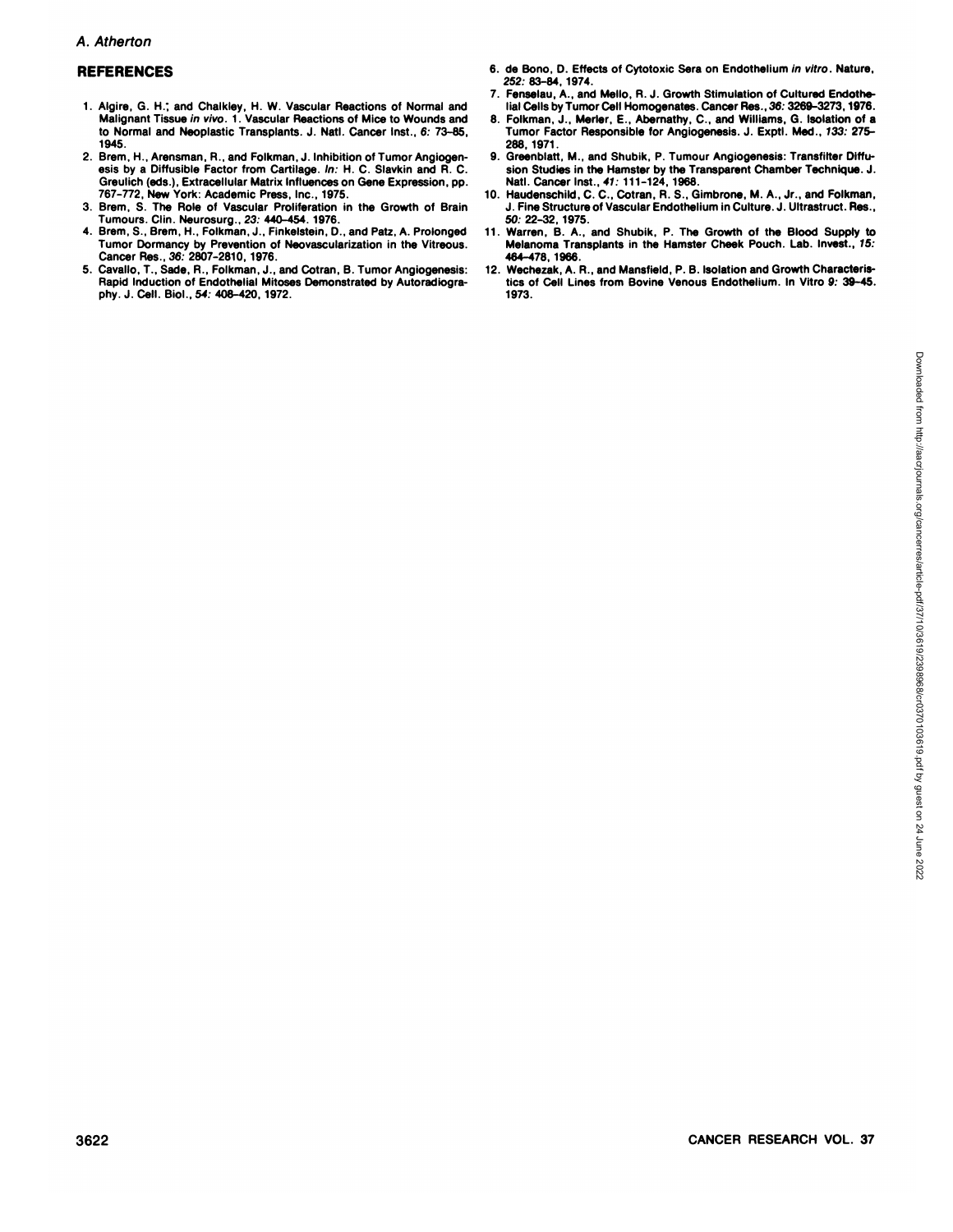## REFERENCES

1. Algire, G. H.; and Chalkley, H. W. Vascular Reactions of Normal and Malignant Tissue *in vivo*. 1. Vascular Reactions of Mice to Wounds and to Normal and Neoplastic Transplants. J. Natl. Cancer Inst., *6:* 73–85, 1945.
2. Brem, H., Arensman, R., and Folkman, J. Inhibition of Tumor Angiogenesis by a Diffusible Factor from Cartilage. *In:* H. C. Slavkin and R. C. Greulich (eds.), Extracellular Matrix Influences on Gene Expression, pp. 767–772, New York: Academic Press, Inc., 1975.
3. Brem, S. The Role of Vascular Proliferation in the Growth of Brain Tumours. Clin. Neurosurg., *23:* 440–454. 1976.
4. Brem, S., Brem, H., Folkman, J., Finkelstein, D., and Patz, A. Prolonged Tumor Dormancy by Prevention of Neovascularization in the Vitreous. Cancer Res., *36:* 2807–2810, 1976.
5. Cavallo, T., Sade, R., Folkman, J., and Cotran, B. Tumor Angiogenesis: Rapid Induction of Endothelial Mitoses Demonstrated by Autoradiography. J. Cell. Biol., *54:* 408–420, 1972.
6. de Bono, D. Effects of Cytotoxic Sera on Endothelium *in vitro*. Nature, *252:* 83–84, 1974.
7. Fenselau, A., and Mello, R. J. Growth Stimulation of Cultured Endothelial Cells by Tumor Cell Homogenates. Cancer Res., *36:* 3269–3273, 1976.
8. Folkman, J., Merler, E., Abernathy, C., and Williams, G. Isolation of a Tumor Factor Responsible for Angiogenesis. J. Exptl. Med., *133:* 275–288, 1971.
9. Greenblatt, M., and Shubik, P. Tumour Angiogenesis: Transfilter Diffusion Studies in the Hamster by the Transparent Chamber Technique. J. Natl. Cancer Inst., *41:* 111–124, 1968.
10. Haudenschild, C. C., Cotran, R. S., Gimbrone, M. A., Jr., and Folkman, J. Fine Structure of Vascular Endothelium in Culture. J. Ultrastruct. Res., *50:* 22–32, 1975.
11. Warren, B. A., and Shubik, P. The Growth of the Blood Supply to Melanoma Transplants in the Hamster Cheek Pouch. Lab. Invest., *15:* 464–478, 1966.
12. Wechezak, A. R., and Mansfield, P. B. Isolation and Growth Characteristics of Cell Lines from Bovine Venous Endothelium. In Vitro *9:* 39–45. 1973.